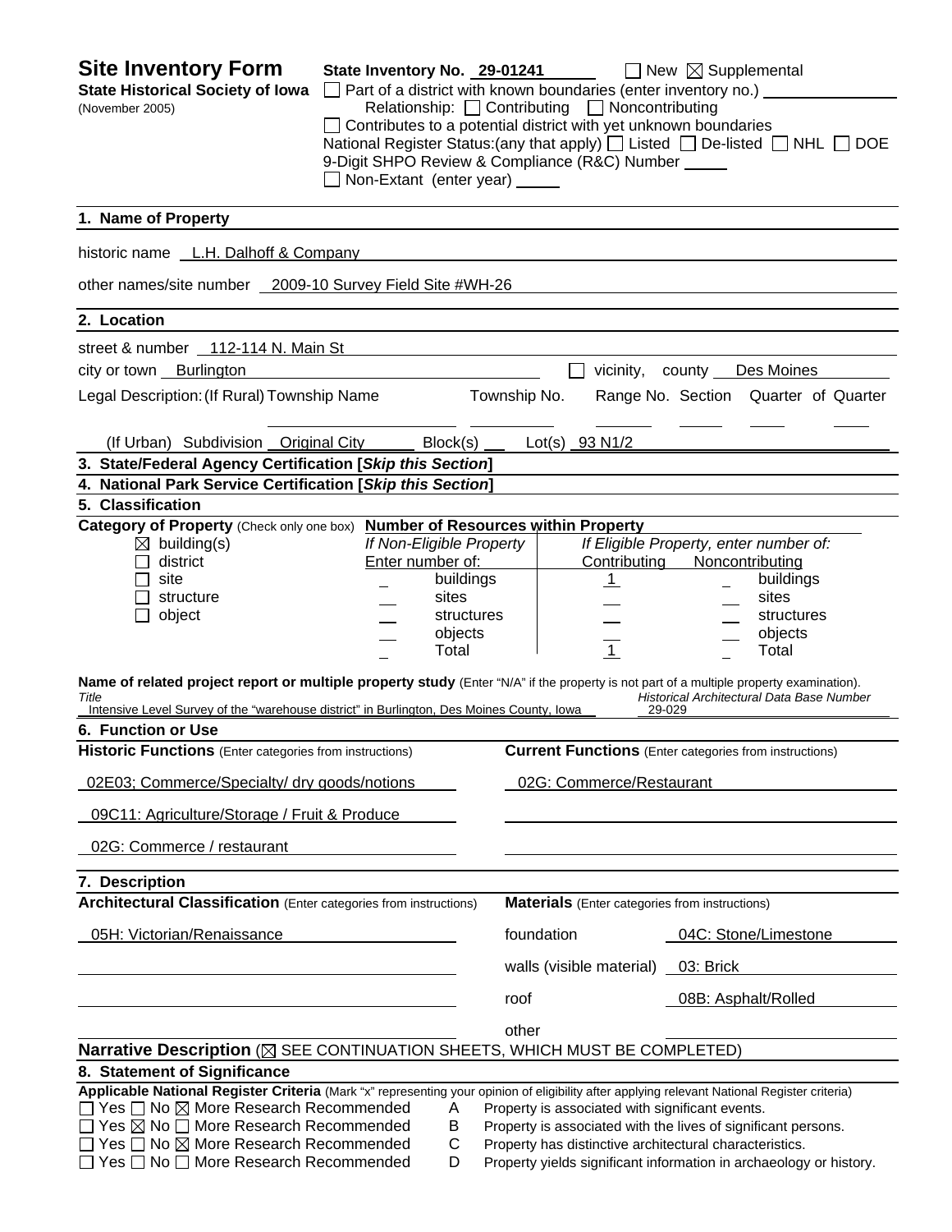# Site Inventory Form

**State Historical Society of Iowa**
(November 2005)

**State Inventory No.** 29-01241 ☐ New ☒ Supplemental

☐ Part of a district with known boundaries (enter inventory no.)
Relationship: ☐ Contributing ☐ Noncontributing
☐ Contributes to a potential district with yet unknown boundaries
National Register Status:(any that apply) ☐ Listed ☐ De-listed ☐ NHL ☐ DOE
9-Digit SHPO Review & Compliance (R&C) Number
☐ Non-Extant (enter year)

## 1. Name of Property

historic name L.H. Dalhoff & Company

other names/site number 2009-10 Survey Field Site #WH-26

## 2. Location

street & number 112-114 N. Main St

city or town Burlington ☐ vicinity, county Des Moines

Legal Description: (If Rural) Township Name Township No. Range No. Section Quarter of Quarter

(If Urban) Subdivision Original City Block(s) Lot(s) 93 N1/2

## 3. State/Federal Agency Certification [*Skip this Section*]

## 4. National Park Service Certification [*Skip this Section*]

## 5. Classification

**Category of Property** (Check only one box)

☒ building(s)
☐ district
☐ site
☐ structure
☐ object

**Number of Resources within Property**

| If Non-Eligible Property Enter number of: | | If Eligible Property, enter number of: Contributing | Noncontributing | |
|---|---|---|---|---|
| | buildings | 1 | | buildings |
| | sites | | | sites |
| | structures | | | structures |
| | objects | | | objects |
| | Total | 1 | | Total |

**Name of related project report or multiple property study** (Enter "N/A" if the property is not part of a multiple property examination).

| *Title* | *Historical Architectural Data Base Number* |
|---|---|
| Intensive Level Survey of the "warehouse district" in Burlington, Des Moines County, Iowa | 29-029 |

## 6. Function or Use

| **Historic Functions** (Enter categories from instructions) | **Current Functions** (Enter categories from instructions) |
|---|---|
| 02E03; Commerce/Specialty/ dry goods/notions | 02G: Commerce/Restaurant |
| 09C11: Agriculture/Storage / Fruit & Produce | |
| 02G: Commerce / restaurant | |

## 7. Description

**Architectural Classification** (Enter categories from instructions)

05H: Victorian/Renaissance

**Materials** (Enter categories from instructions)

| | |
|---|---|
| foundation | 04C: Stone/Limestone |
| walls (visible material) | 03: Brick |
| roof | 08B: Asphalt/Rolled |
| other | |

**Narrative Description** (☒ SEE CONTINUATION SHEETS, WHICH MUST BE COMPLETED)

## 8. Statement of Significance

**Applicable National Register Criteria** (Mark "x" representing your opinion of eligibility after applying relevant National Register criteria)

☐ Yes ☐ No ☒ More Research Recommended A Property is associated with significant events.
☐ Yes ☒ No ☐ More Research Recommended B Property is associated with the lives of significant persons.
☐ Yes ☐ No ☒ More Research Recommended C Property has distinctive architectural characteristics.
☐ Yes ☐ No ☐ More Research Recommended D Property yields significant information in archaeology or history.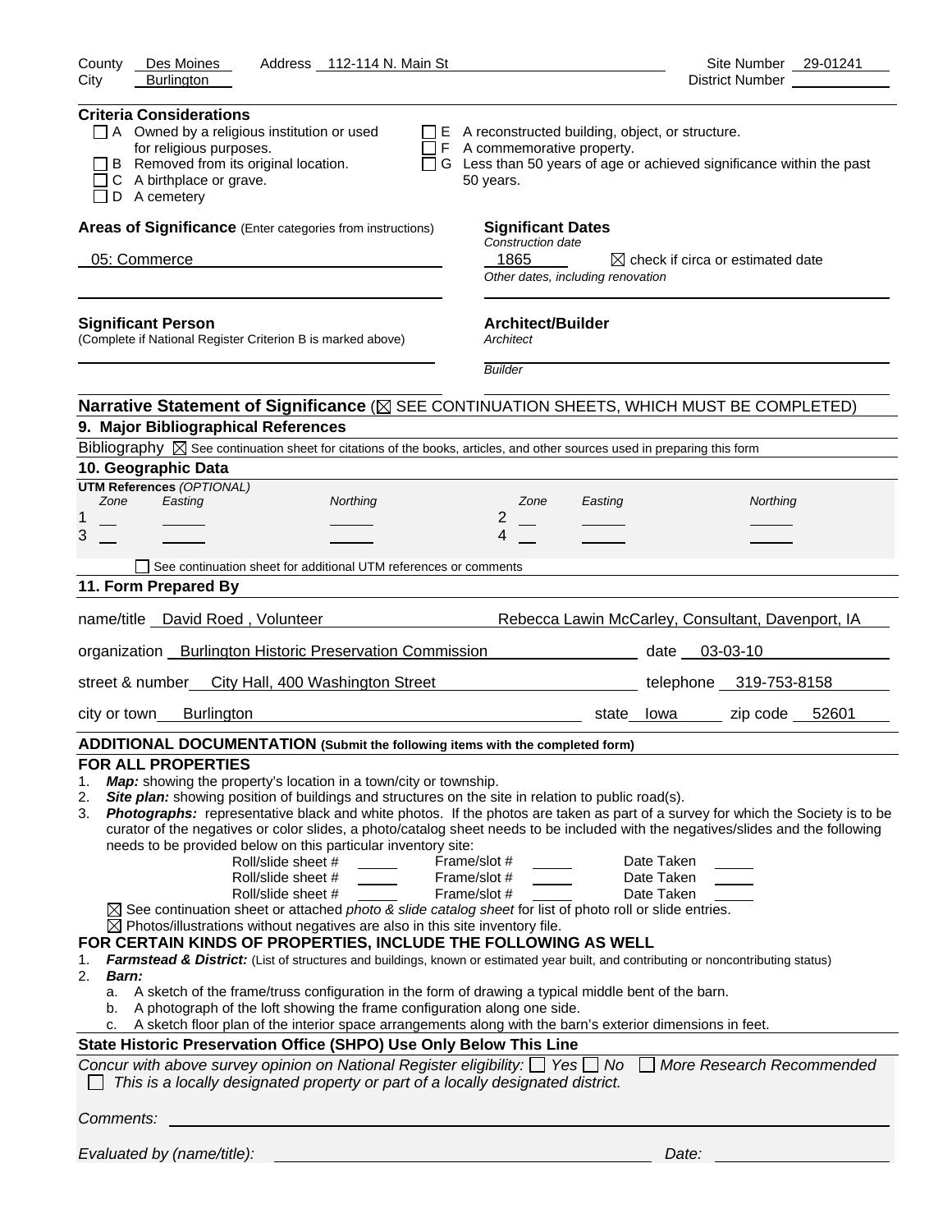County Des Moines    Address 112-114 N. Main St    Site Number 29-01241
City Burlington    District Number

**Criteria Considerations**

- ☐ A Owned by a religious institution or used for religious purposes.
- ☐ B Removed from its original location.
- ☐ C A birthplace or grave.
- ☐ D A cemetery
- ☐ E A reconstructed building, object, or structure.
- ☐ F A commemorative property.
- ☐ G Less than 50 years of age or achieved significance within the past 50 years.

**Areas of Significance** (Enter categories from instructions)

05: Commerce

**Significant Dates**
*Construction date*
1865    ☒ check if circa or estimated date
*Other dates, including renovation*

**Significant Person**
(Complete if National Register Criterion B is marked above)

**Architect/Builder**
*Architect*

*Builder*

**Narrative Statement of Significance** (☒ SEE CONTINUATION SHEETS, WHICH MUST BE COMPLETED)

**9. Major Bibliographical References**

Bibliography ☒ See continuation sheet for citations of the books, articles, and other sources used in preparing this form

**10. Geographic Data**

**UTM References** *(OPTIONAL)*

| | Zone | Easting | Northing | | Zone | Easting | Northing |
|---|---|---|---|---|---|---|---|
| 1 | | | | 2 | | | |
| 3 | | | | 4 | | | |

☐ See continuation sheet for additional UTM references or comments

**11. Form Prepared By**

name/title David Roed , Volunteer    Rebecca Lawin McCarley, Consultant, Davenport, IA

organization Burlington Historic Preservation Commission    date 03-03-10

street & number City Hall, 400 Washington Street    telephone 319-753-8158

city or town Burlington    state Iowa    zip code 52601

**ADDITIONAL DOCUMENTATION (Submit the following items with the completed form)**

**FOR ALL PROPERTIES**

1. ***Map:*** showing the property's location in a town/city or township.
2. ***Site plan:*** showing position of buildings and structures on the site in relation to public road(s).
3. ***Photographs:*** representative black and white photos. If the photos are taken as part of a survey for which the Society is to be curator of the negatives or color slides, a photo/catalog sheet needs to be included with the negatives/slides and the following needs to be provided below on this particular inventory site:

| Roll/slide sheet # | Frame/slot # | Date Taken |
|---|---|---|
| Roll/slide sheet # | Frame/slot # | Date Taken |
| Roll/slide sheet # | Frame/slot # | Date Taken |

☒ See continuation sheet or attached *photo & slide catalog sheet* for list of photo roll or slide entries.
☒ Photos/illustrations without negatives are also in this site inventory file.

**FOR CERTAIN KINDS OF PROPERTIES, INCLUDE THE FOLLOWING AS WELL**

1. ***Farmstead & District:*** (List of structures and buildings, known or estimated year built, and contributing or noncontributing status)
2. ***Barn:***
   a. A sketch of the frame/truss configuration in the form of drawing a typical middle bent of the barn.
   b. A photograph of the loft showing the frame configuration along one side.
   c. A sketch floor plan of the interior space arrangements along with the barn's exterior dimensions in feet.

**State Historic Preservation Office (SHPO) Use Only Below This Line**

*Concur with above survey opinion on National Register eligibility:* ☐ *Yes* ☐ *No* ☐ *More Research Recommended*
☐ *This is a locally designated property or part of a locally designated district.*

*Comments:*

*Evaluated by (name/title):*    *Date:*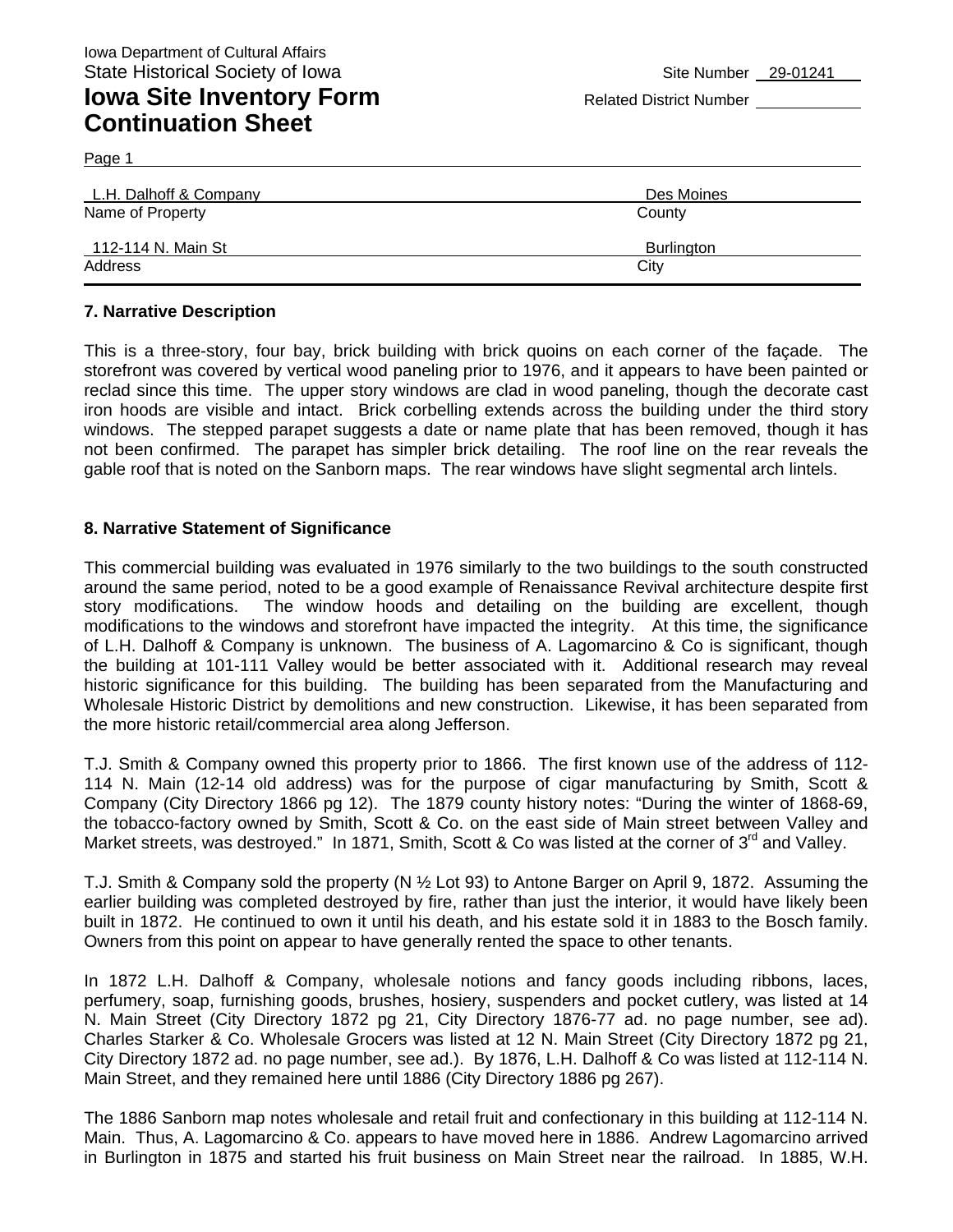Iowa Department of Cultural Affairs
State Historical Society of Iowa

Site Number 29-01241

# Iowa Site Inventory Form Continuation Sheet

Related District Number

Page 1

| L.H. Dalhoff & Company | Des Moines |
|---|---|
| Name of Property | County |
| 112-114 N. Main St | Burlington |
| Address | City |

### 7. Narrative Description

This is a three-story, four bay, brick building with brick quoins on each corner of the façade. The storefront was covered by vertical wood paneling prior to 1976, and it appears to have been painted or reclad since this time. The upper story windows are clad in wood paneling, though the decorate cast iron hoods are visible and intact. Brick corbelling extends across the building under the third story windows. The stepped parapet suggests a date or name plate that has been removed, though it has not been confirmed. The parapet has simpler brick detailing. The roof line on the rear reveals the gable roof that is noted on the Sanborn maps. The rear windows have slight segmental arch lintels.

### 8. Narrative Statement of Significance

This commercial building was evaluated in 1976 similarly to the two buildings to the south constructed around the same period, noted to be a good example of Renaissance Revival architecture despite first story modifications. The window hoods and detailing on the building are excellent, though modifications to the windows and storefront have impacted the integrity. At this time, the significance of L.H. Dalhoff & Company is unknown. The business of A. Lagomarcino & Co is significant, though the building at 101-111 Valley would be better associated with it. Additional research may reveal historic significance for this building. The building has been separated from the Manufacturing and Wholesale Historic District by demolitions and new construction. Likewise, it has been separated from the more historic retail/commercial area along Jefferson.

T.J. Smith & Company owned this property prior to 1866. The first known use of the address of 112-114 N. Main (12-14 old address) was for the purpose of cigar manufacturing by Smith, Scott & Company (City Directory 1866 pg 12). The 1879 county history notes: "During the winter of 1868-69, the tobacco-factory owned by Smith, Scott & Co. on the east side of Main street between Valley and Market streets, was destroyed." In 1871, Smith, Scott & Co was listed at the corner of 3rd and Valley.

T.J. Smith & Company sold the property (N ½ Lot 93) to Antone Barger on April 9, 1872. Assuming the earlier building was completed destroyed by fire, rather than just the interior, it would have likely been built in 1872. He continued to own it until his death, and his estate sold it in 1883 to the Bosch family. Owners from this point on appear to have generally rented the space to other tenants.

In 1872 L.H. Dalhoff & Company, wholesale notions and fancy goods including ribbons, laces, perfumery, soap, furnishing goods, brushes, hosiery, suspenders and pocket cutlery, was listed at 14 N. Main Street (City Directory 1872 pg 21, City Directory 1876-77 ad. no page number, see ad). Charles Starker & Co. Wholesale Grocers was listed at 12 N. Main Street (City Directory 1872 pg 21, City Directory 1872 ad. no page number, see ad.). By 1876, L.H. Dalhoff & Co was listed at 112-114 N. Main Street, and they remained here until 1886 (City Directory 1886 pg 267).

The 1886 Sanborn map notes wholesale and retail fruit and confectionary in this building at 112-114 N. Main. Thus, A. Lagomarcino & Co. appears to have moved here in 1886. Andrew Lagomarcino arrived in Burlington in 1875 and started his fruit business on Main Street near the railroad. In 1885, W.H.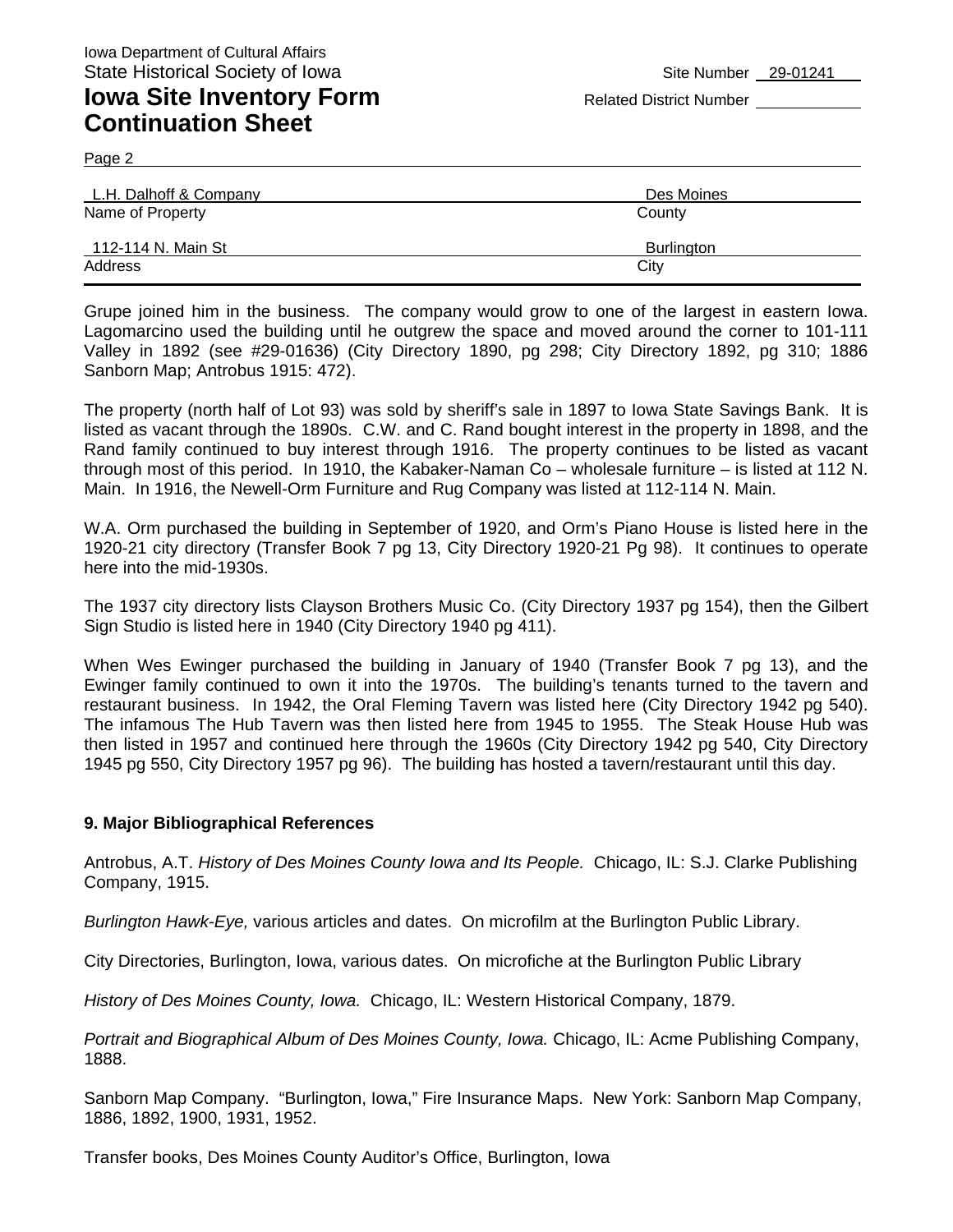Iowa Department of Cultural Affairs
State Historical Society of Iowa

# Iowa Site Inventory Form Continuation Sheet

Site Number 29-01241
Related District Number

Page 2

| L.H. Dalhoff & Company | Des Moines |
|---|---|
| Name of Property | County |
| 112-114 N. Main St | Burlington |
| Address | City |

Grupe joined him in the business. The company would grow to one of the largest in eastern Iowa. Lagomarcino used the building until he outgrew the space and moved around the corner to 101-111 Valley in 1892 (see #29-01636) (City Directory 1890, pg 298; City Directory 1892, pg 310; 1886 Sanborn Map; Antrobus 1915: 472).

The property (north half of Lot 93) was sold by sheriff's sale in 1897 to Iowa State Savings Bank. It is listed as vacant through the 1890s. C.W. and C. Rand bought interest in the property in 1898, and the Rand family continued to buy interest through 1916. The property continues to be listed as vacant through most of this period. In 1910, the Kabaker-Naman Co – wholesale furniture – is listed at 112 N. Main. In 1916, the Newell-Orm Furniture and Rug Company was listed at 112-114 N. Main.

W.A. Orm purchased the building in September of 1920, and Orm's Piano House is listed here in the 1920-21 city directory (Transfer Book 7 pg 13, City Directory 1920-21 Pg 98). It continues to operate here into the mid-1930s.

The 1937 city directory lists Clayson Brothers Music Co. (City Directory 1937 pg 154), then the Gilbert Sign Studio is listed here in 1940 (City Directory 1940 pg 411).

When Wes Ewinger purchased the building in January of 1940 (Transfer Book 7 pg 13), and the Ewinger family continued to own it into the 1970s. The building's tenants turned to the tavern and restaurant business. In 1942, the Oral Fleming Tavern was listed here (City Directory 1942 pg 540). The infamous The Hub Tavern was then listed here from 1945 to 1955. The Steak House Hub was then listed in 1957 and continued here through the 1960s (City Directory 1942 pg 540, City Directory 1945 pg 550, City Directory 1957 pg 96). The building has hosted a tavern/restaurant until this day.

**9. Major Bibliographical References**

Antrobus, A.T. *History of Des Moines County Iowa and Its People.* Chicago, IL: S.J. Clarke Publishing Company, 1915.

*Burlington Hawk-Eye,* various articles and dates. On microfilm at the Burlington Public Library.

City Directories, Burlington, Iowa, various dates. On microfiche at the Burlington Public Library

*History of Des Moines County, Iowa.* Chicago, IL: Western Historical Company, 1879.

*Portrait and Biographical Album of Des Moines County, Iowa.* Chicago, IL: Acme Publishing Company, 1888.

Sanborn Map Company. "Burlington, Iowa," Fire Insurance Maps. New York: Sanborn Map Company, 1886, 1892, 1900, 1931, 1952.

Transfer books, Des Moines County Auditor's Office, Burlington, Iowa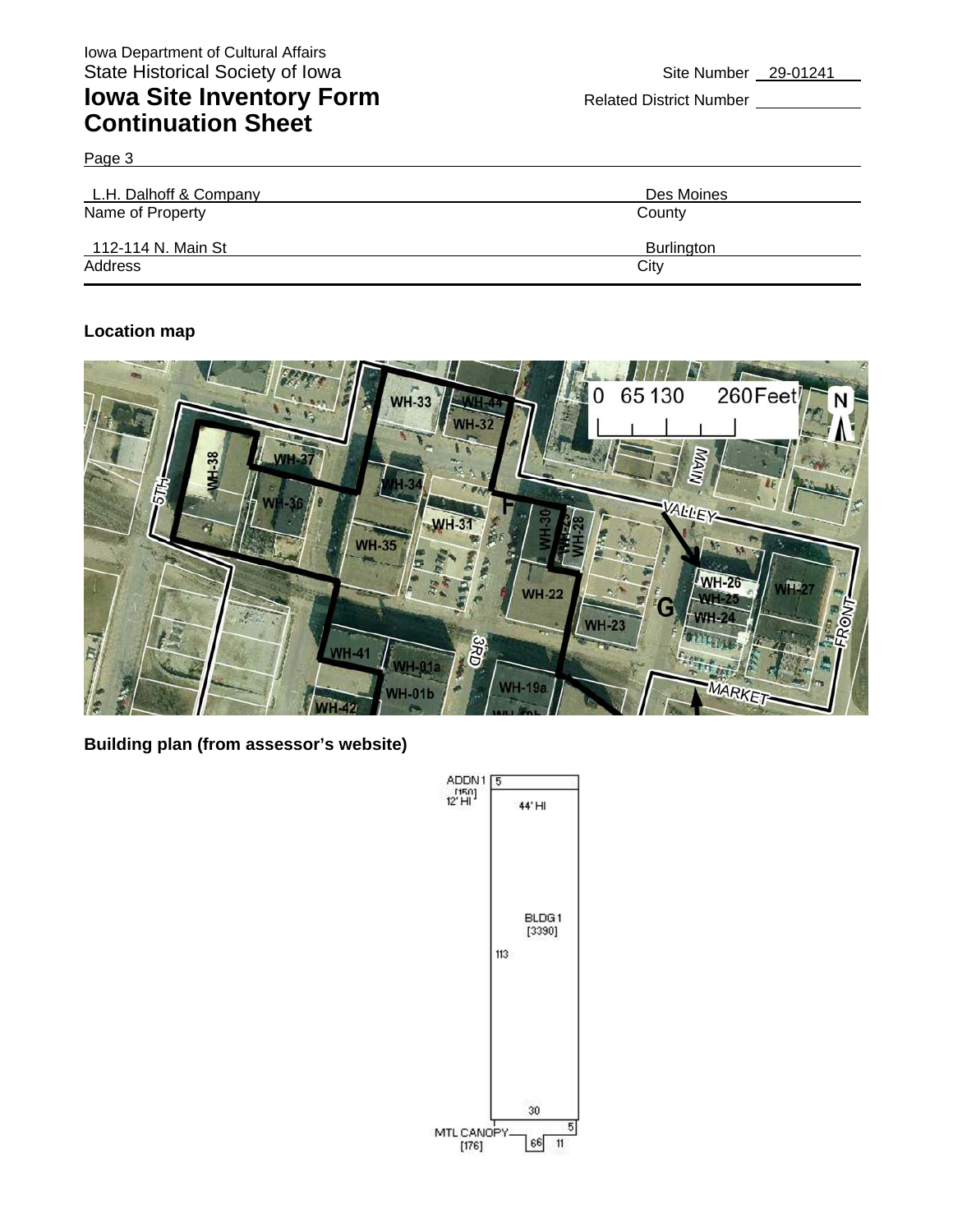Iowa Department of Cultural Affairs
State Historical Society of Iowa

# Iowa Site Inventory Form Continuation Sheet

Site Number 29-01241
Related District Number

Page 3

| L.H. Dalhoff & Company | Des Moines |
|---|---|
| Name of Property | County |
| 112-114 N. Main St | Burlington |
| Address | City |

**Location map**

**Building plan (from assessor's website)**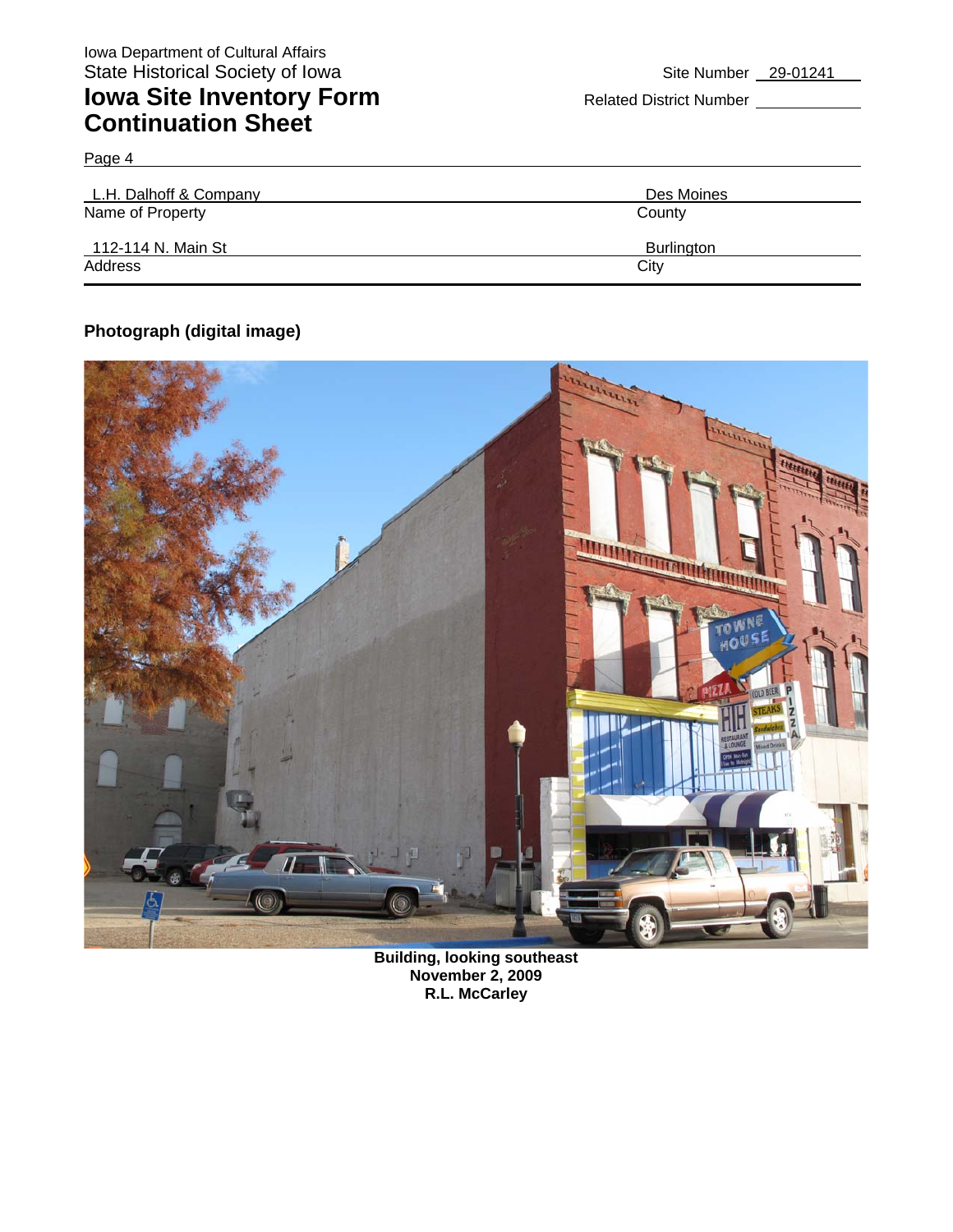Iowa Department of Cultural Affairs
State Historical Society of Iowa

# Iowa Site Inventory Form Continuation Sheet

Site Number 29-01241

Related District Number

Page 4

| L.H. Dalhoff & Company | Des Moines |
|---|---|
| Name of Property | County |
| 112-114 N. Main St | Burlington |
| Address | City |

**Photograph (digital image)**

**Building, looking southeast**
**November 2, 2009**
**R.L. McCarley**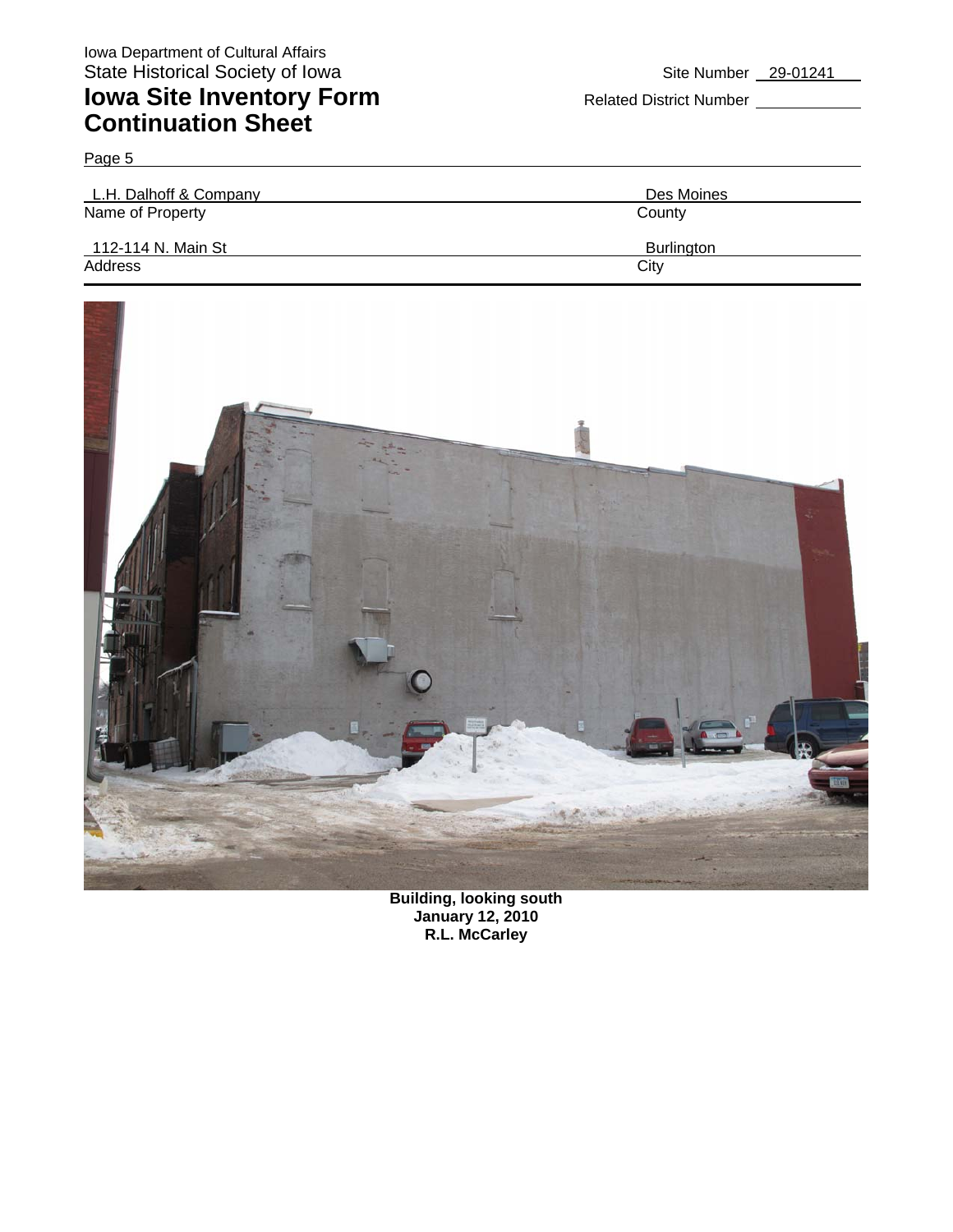Iowa Department of Cultural Affairs
State Historical Society of Iowa

# Iowa Site Inventory Form Continuation Sheet

Site Number 29-01241

Related District Number

Page 5

| | |
|---|---|
| L.H. Dalhoff & Company | Des Moines |
| Name of Property | County |
| 112-114 N. Main St | Burlington |
| Address | City |

**Building, looking south**
**January 12, 2010**
**R.L. McCarley**